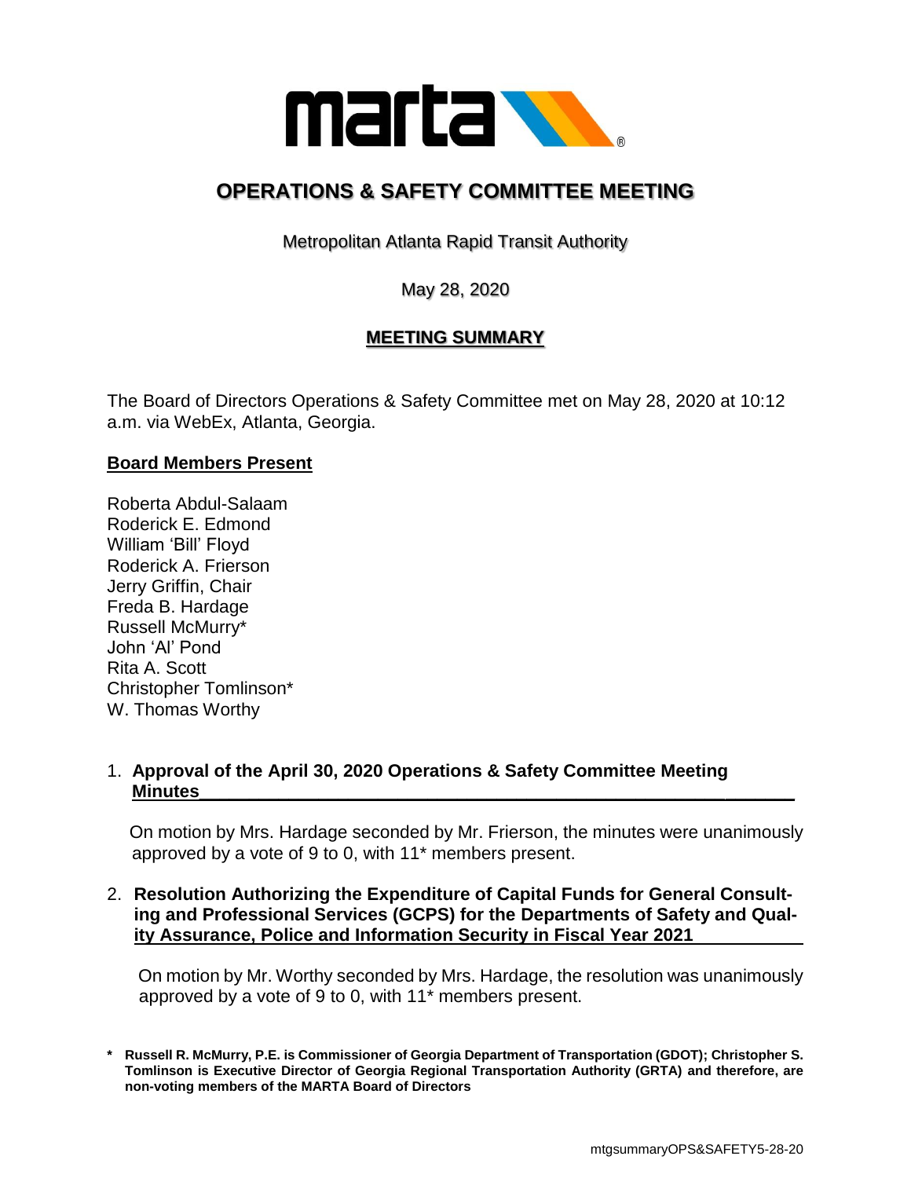# OPERATIONS & SAFETY COMMITTEE MEETING

Metropolitan Atlanta Rapid Transit Authority

May 28, 2020

## MEETING SUMMARY

The Board of Directors Operations & Safety Committee met on May 28, 2020 at 10:12 a.m. via WebEx, Atlanta, Georgia.

### Board Members Present

Roberta Abdul-Salaam
Roderick E. Edmond
William 'Bill' Floyd
Roderick A. Frierson
Jerry Griffin, Chair
Freda B. Hardage
Russell McMurry*
John 'Al' Pond
Rita A. Scott
Christopher Tomlinson*
W. Thomas Worthy

1. **Approval of the April 30, 2020 Operations & Safety Committee Meeting Minutes**

   On motion by Mrs. Hardage seconded by Mr. Frierson, the minutes were unanimously approved by a vote of 9 to 0, with 11* members present.

2. **Resolution Authorizing the Expenditure of Capital Funds for General Consulting and Professional Services (GCPS) for the Departments of Safety and Quality Assurance, Police and Information Security in Fiscal Year 2021**

   On motion by Mr. Worthy seconded by Mrs. Hardage, the resolution was unanimously approved by a vote of 9 to 0, with 11* members present.

**\* Russell R. McMurry, P.E. is Commissioner of Georgia Department of Transportation (GDOT); Christopher S. Tomlinson is Executive Director of Georgia Regional Transportation Authority (GRTA) and therefore, are non-voting members of the MARTA Board of Directors**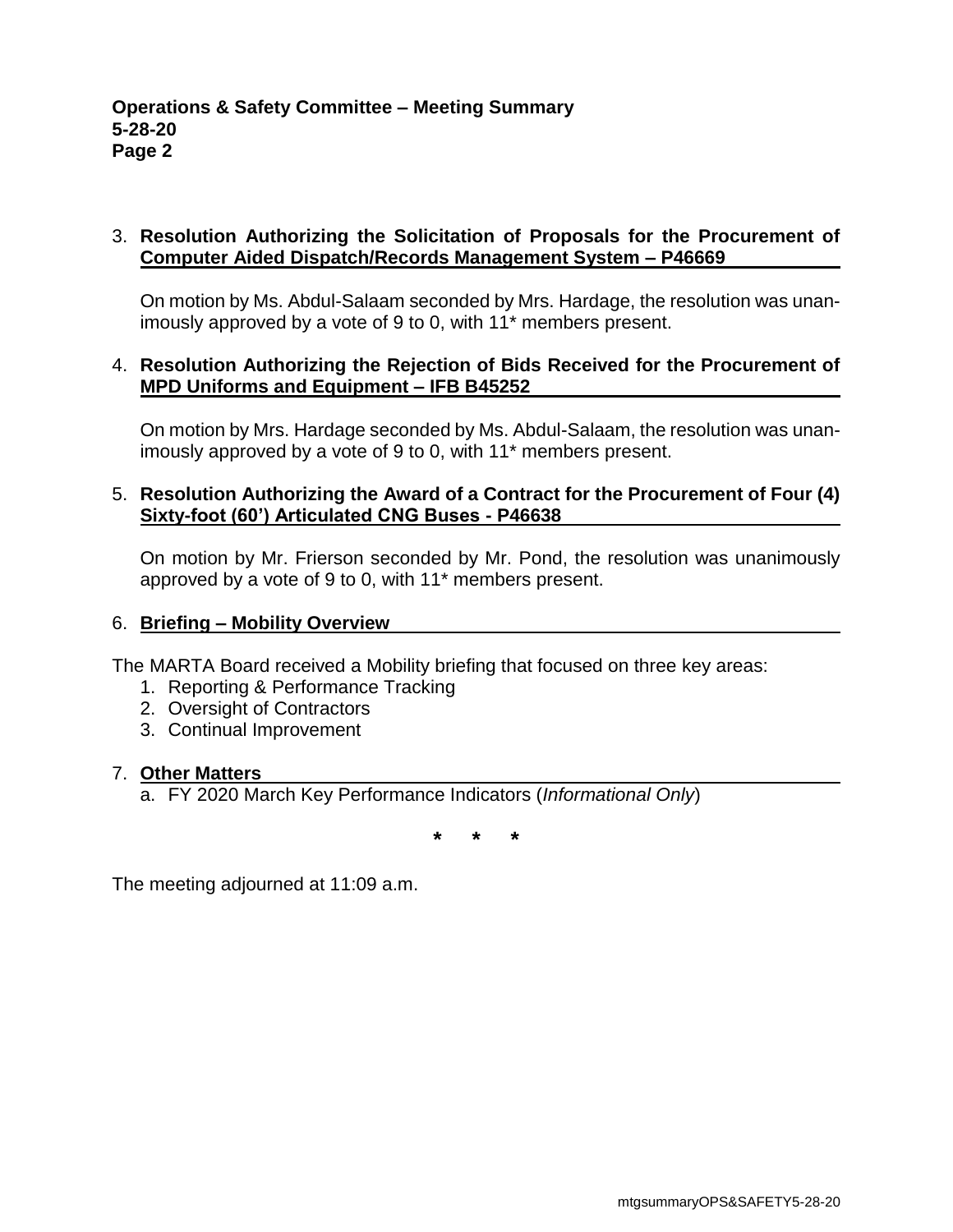3. **Resolution Authorizing the Solicitation of Proposals for the Procurement of Computer Aided Dispatch/Records Management System – P46669**

   On motion by Ms. Abdul-Salaam seconded by Mrs. Hardage, the resolution was unanimously approved by a vote of 9 to 0, with 11* members present.

4. **Resolution Authorizing the Rejection of Bids Received for the Procurement of MPD Uniforms and Equipment – IFB B45252**

   On motion by Mrs. Hardage seconded by Ms. Abdul-Salaam, the resolution was unanimously approved by a vote of 9 to 0, with 11* members present.

5. **Resolution Authorizing the Award of a Contract for the Procurement of Four (4) Sixty-foot (60') Articulated CNG Buses - P46638**

   On motion by Mr. Frierson seconded by Mr. Pond, the resolution was unanimously approved by a vote of 9 to 0, with 11* members present.

6. **Briefing – Mobility Overview**

The MARTA Board received a Mobility briefing that focused on three key areas:

1. Reporting & Performance Tracking
2. Oversight of Contractors
3. Continual Improvement

7. **Other Matters**

   a. FY 2020 March Key Performance Indicators (*Informational Only*)

\*   \*   \*

The meeting adjourned at 11:09 a.m.